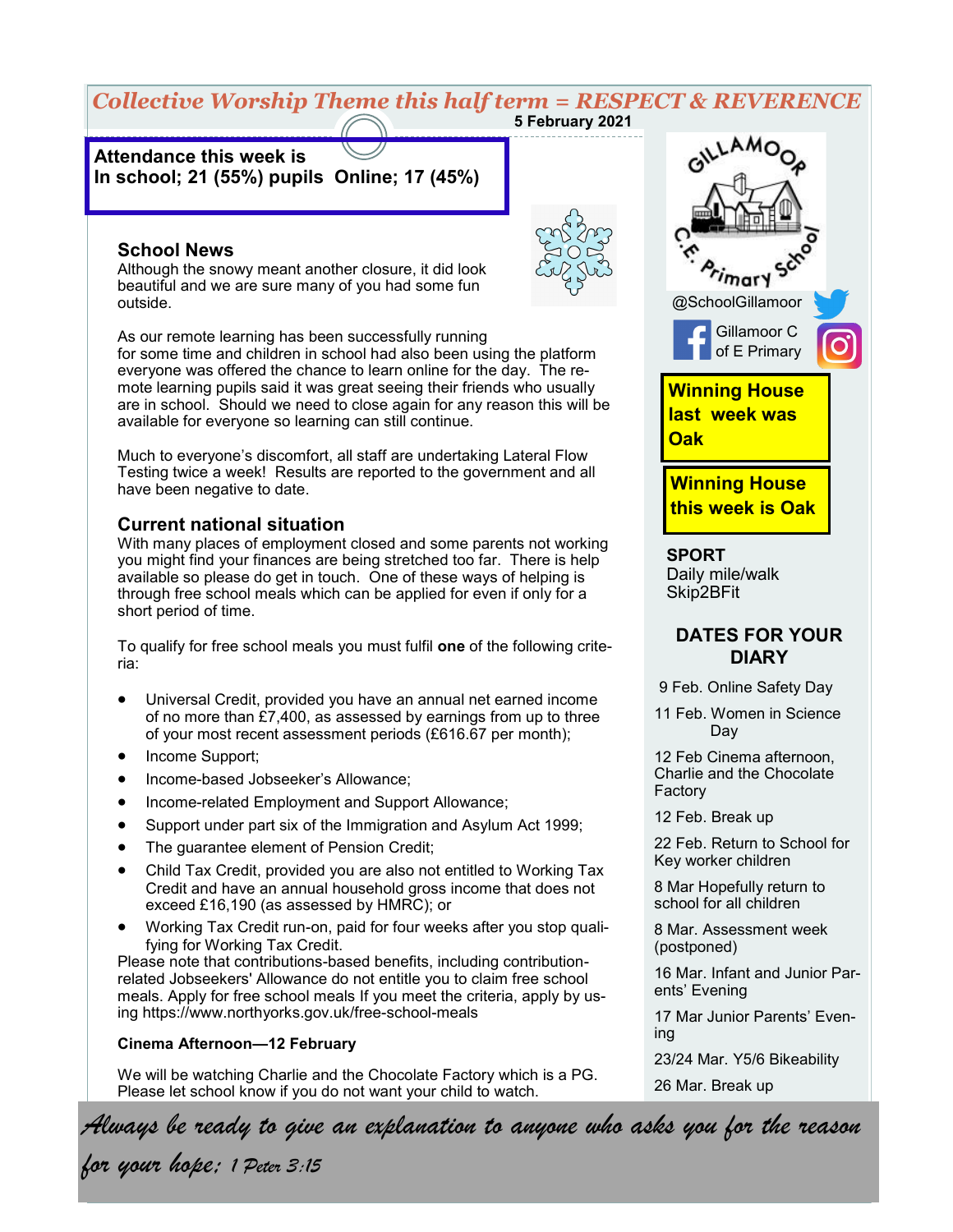*Collective Worship Theme this half term = RESPECT & REVERENCE*

**5 February 2021**

**Attendance this week is**
**In school; 21 (55%) pupils Online; 17 (45%)**

## School News

Although the snowy meant another closure, it did look beautiful and we are sure many of you had some fun outside.

As our remote learning has been successfully running for some time and children in school had also been using the platform everyone was offered the chance to learn online for the day. The remote learning pupils said it was great seeing their friends who usually are in school. Should we need to close again for any reason this will be available for everyone so learning can still continue.

Much to everyone's discomfort, all staff are undertaking Lateral Flow Testing twice a week! Results are reported to the government and all have been negative to date.

## Current national situation

With many places of employment closed and some parents not working you might find your finances are being stretched too far. There is help available so please do get in touch. One of these ways of helping is through free school meals which can be applied for even if only for a short period of time.

To qualify for free school meals you must fulfil **one** of the following criteria:

- Universal Credit, provided you have an annual net earned income of no more than £7,400, as assessed by earnings from up to three of your most recent assessment periods (£616.67 per month);
- Income Support;
- Income-based Jobseeker's Allowance;
- Income-related Employment and Support Allowance;
- Support under part six of the Immigration and Asylum Act 1999;
- The guarantee element of Pension Credit;
- Child Tax Credit, provided you are also not entitled to Working Tax Credit and have an annual household gross income that does not exceed £16,190 (as assessed by HMRC); or
- Working Tax Credit run-on, paid for four weeks after you stop qualifying for Working Tax Credit.

Please note that contributions-based benefits, including contribution-related Jobseekers' Allowance do not entitle you to claim free school meals. Apply for free school meals If you meet the criteria, apply by using https://www.northyorks.gov.uk/free-school-meals

**Cinema Afternoon—12 February**

We will be watching Charlie and the Chocolate Factory which is a PG. Please let school know if you do not want your child to watch.

GILLAMOOR C.E. Primary School

@SchoolGillamoor

Gillamoor C of E Primary

**Winning House last week was Oak**

**Winning House this week is Oak**

**SPORT**
Daily mile/walk
Skip2BFit

## DATES FOR YOUR DIARY

9 Feb. Online Safety Day

11 Feb. Women in Science Day

12 Feb Cinema afternoon, Charlie and the Chocolate Factory

12 Feb. Break up

22 Feb. Return to School for Key worker children

8 Mar Hopefully return to school for all children

8 Mar. Assessment week (postponed)

16 Mar. Infant and Junior Parents' Evening

17 Mar Junior Parents' Evening

23/24 Mar. Y5/6 Bikeability

26 Mar. Break up

*Always be ready to give an explanation to anyone who asks you for the reason for your hope; 1 Peter 3:15*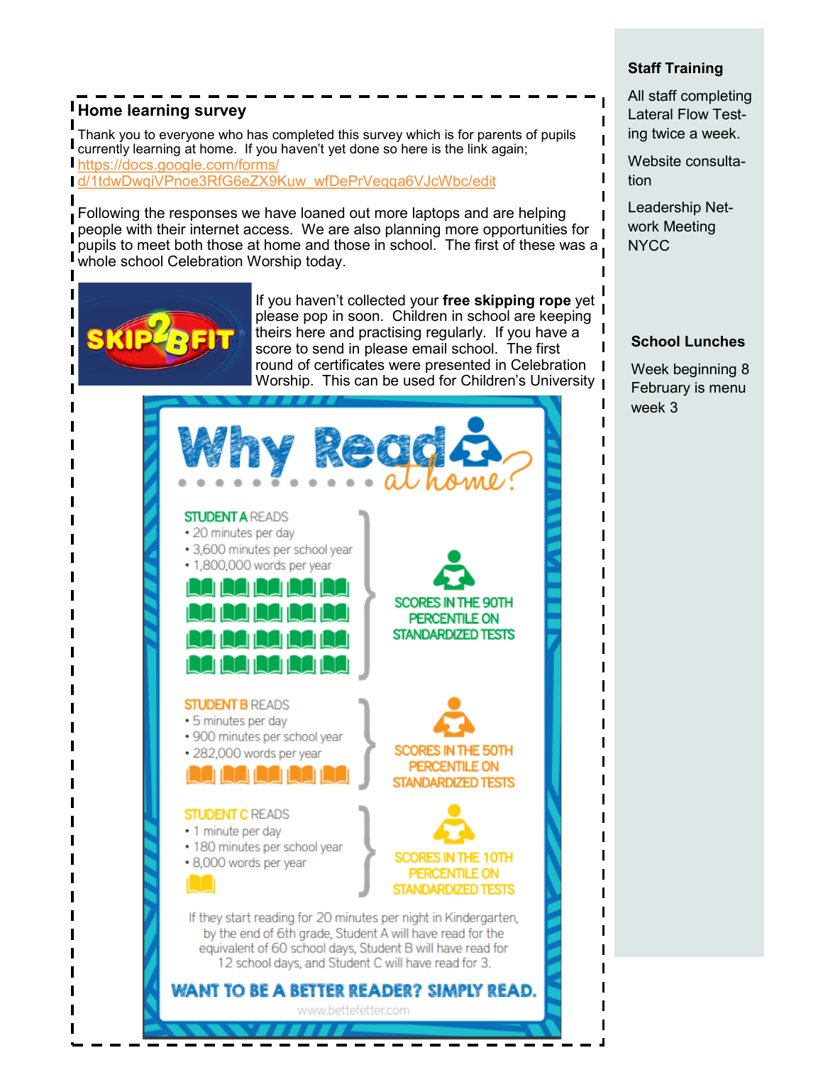## Home learning survey

Thank you to everyone who has completed this survey which is for parents of pupils currently learning at home. If you haven't yet done so here is the link again; https://docs.google.com/forms/d/1tdwDwqiVPnoe3RfG6eZX9Kuw_wfDePrVeqqa6VJcWbc/edit

Following the responses we have loaned out more laptops and are helping people with their internet access. We are also planning more opportunities for pupils to meet both those at home and those in school. The first of these was a whole school Celebration Worship today.

SKIP2BFIT

If you haven't collected your **free skipping rope** yet please pop in soon. Children in school are keeping theirs here and practising regularly. If you have a score to send in please email school. The first round of certificates were presented in Celebration Worship. This can be used for Children's University

## Why Read at home?

**STUDENT A READS**
- 20 minutes per day
- 3,600 minutes per school year
- 1,800,000 words per year

SCORES IN THE 90TH PERCENTILE ON STANDARDIZED TESTS

**STUDENT B READS**
- 5 minutes per day
- 900 minutes per school year
- 282,000 words per year

SCORES IN THE 50TH PERCENTILE ON STANDARDIZED TESTS

**STUDENT C READS**
- 1 minute per day
- 180 minutes per school year
- 8,000 words per year

SCORES IN THE 10TH PERCENTILE ON STANDARDIZED TESTS

If they start reading for 20 minutes per night in Kindergarten, by the end of 6th grade, Student A will have read for the equivalent of 60 school days, Student B will have read for 12 school days, and Student C will have read for 3.

**WANT TO BE A BETTER READER? SIMPLY READ.**

www.bettefetter.com

### Staff Training

All staff completing Lateral Flow Testing twice a week.

Website consultation

Leadership Network Meeting NYCC

### School Lunches

Week beginning 8 February is menu week 3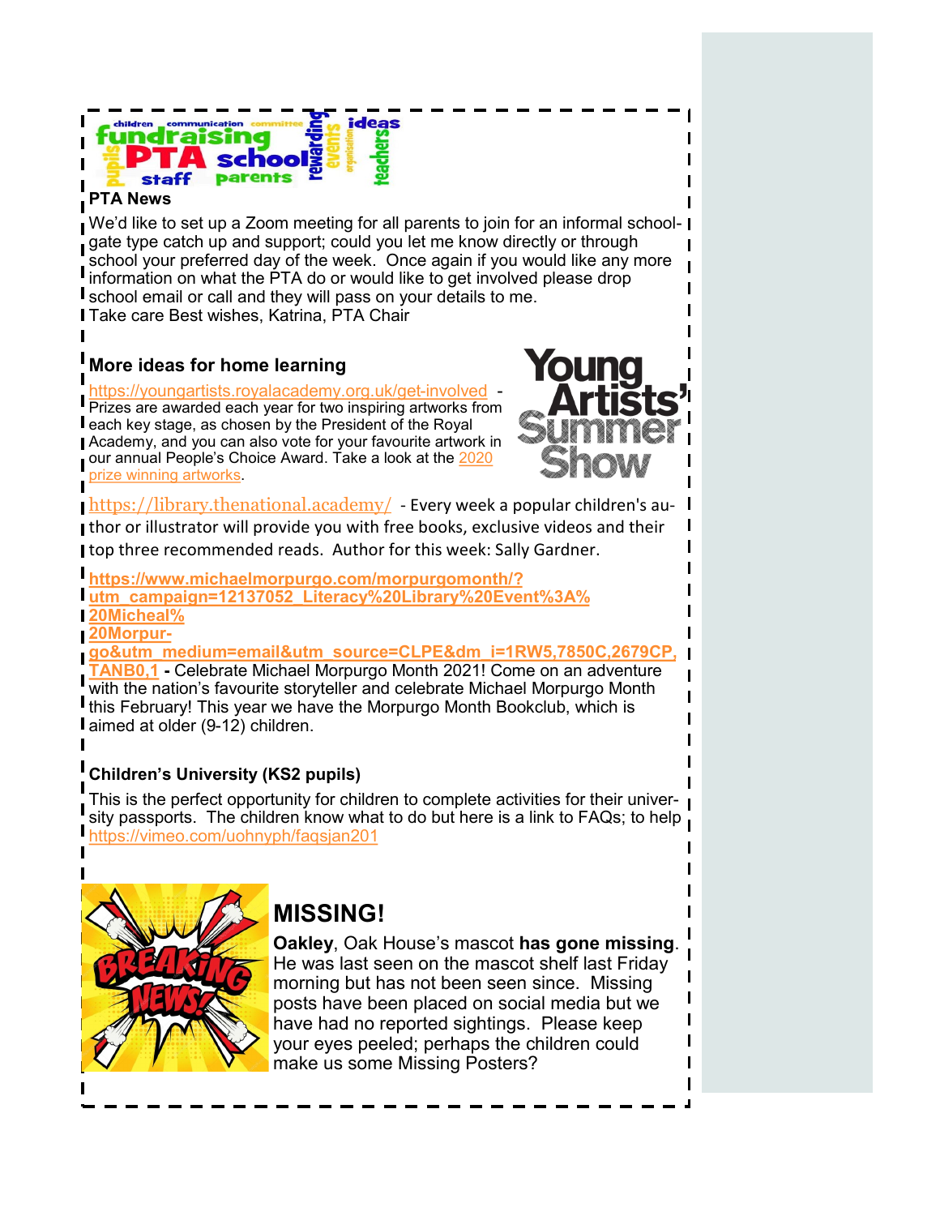## PTA News

We'd like to set up a Zoom meeting for all parents to join for an informal school-gate type catch up and support; could you let me know directly or through school your preferred day of the week. Once again if you would like any more information on what the PTA do or would like to get involved please drop school email or call and they will pass on your details to me.

Take care Best wishes, Katrina, PTA Chair

## More ideas for home learning

https://youngartists.royalacademy.org.uk/get-involved - Prizes are awarded each year for two inspiring artworks from each key stage, as chosen by the President of the Royal Academy, and you can also vote for your favourite artwork in our annual People's Choice Award. Take a look at the 2020 prize winning artworks.

https://library.thenational.academy/ - Every week a popular children's author or illustrator will provide you with free books, exclusive videos and their top three recommended reads. Author for this week: Sally Gardner.

**https://www.michaelmorpurgo.com/morpurgomonth/?utm_campaign=12137052_Literacy%20Library%20Event%3A%20Micheal%20Morpurgo&utm_medium=email&utm_source=CLPE&dm_i=1RW5,7850C,2679CP,TANB0,1** - Celebrate Michael Morpurgo Month 2021! Come on an adventure with the nation's favourite storyteller and celebrate Michael Morpurgo Month this February! This year we have the Morpurgo Month Bookclub, which is aimed at older (9-12) children.

## Children's University (KS2 pupils)

This is the perfect opportunity for children to complete activities for their university passports. The children know what to do but here is a link to FAQs; to help https://vimeo.com/uohnyph/faqsjan201

## MISSING!

**Oakley**, Oak House's mascot **has gone missing**. He was last seen on the mascot shelf last Friday morning but has not been seen since. Missing posts have been placed on social media but we have had no reported sightings. Please keep your eyes peeled; perhaps the children could make us some Missing Posters?